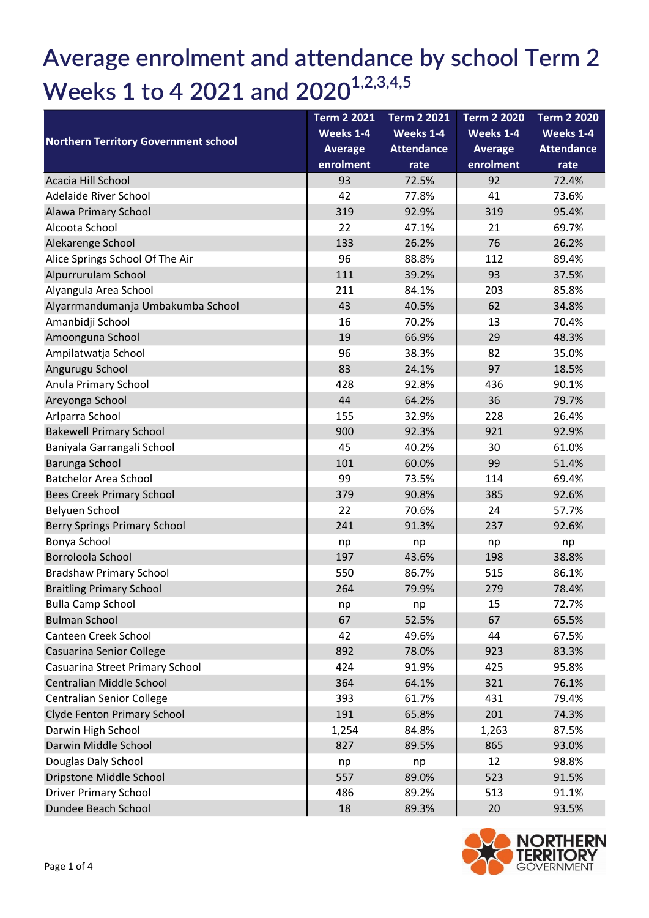# Average enrolment and attendance by school Term 2 Weeks 1 to 4 2021 and 2020[1,2,3,4,5]

| Northern Territory Government school | Term 2 2021 Weeks 1-4 Average enrolment | Term 2 2021 Weeks 1-4 Attendance rate | Term 2 2020 Weeks 1-4 Average enrolment | Term 2 2020 Weeks 1-4 Attendance rate |
|---|---|---|---|---|
| Acacia Hill School | 93 | 72.5% | 92 | 72.4% |
| Adelaide River School | 42 | 77.8% | 41 | 73.6% |
| Alawa Primary School | 319 | 92.9% | 319 | 95.4% |
| Alcoota School | 22 | 47.1% | 21 | 69.7% |
| Alekarenge School | 133 | 26.2% | 76 | 26.2% |
| Alice Springs School Of The Air | 96 | 88.8% | 112 | 89.4% |
| Alpurrurulam School | 111 | 39.2% | 93 | 37.5% |
| Alyangula Area School | 211 | 84.1% | 203 | 85.8% |
| Alyarrmandumanja Umbakumba School | 43 | 40.5% | 62 | 34.8% |
| Amanbidji School | 16 | 70.2% | 13 | 70.4% |
| Amoonguna School | 19 | 66.9% | 29 | 48.3% |
| Ampilatwatja School | 96 | 38.3% | 82 | 35.0% |
| Angurugu School | 83 | 24.1% | 97 | 18.5% |
| Anula Primary School | 428 | 92.8% | 436 | 90.1% |
| Areyonga School | 44 | 64.2% | 36 | 79.7% |
| Arlparra School | 155 | 32.9% | 228 | 26.4% |
| Bakewell Primary School | 900 | 92.3% | 921 | 92.9% |
| Baniyala Garrangali School | 45 | 40.2% | 30 | 61.0% |
| Barunga School | 101 | 60.0% | 99 | 51.4% |
| Batchelor Area School | 99 | 73.5% | 114 | 69.4% |
| Bees Creek Primary School | 379 | 90.8% | 385 | 92.6% |
| Belyuen School | 22 | 70.6% | 24 | 57.7% |
| Berry Springs Primary School | 241 | 91.3% | 237 | 92.6% |
| Bonya School | np | np | np | np |
| Borroloola School | 197 | 43.6% | 198 | 38.8% |
| Bradshaw Primary School | 550 | 86.7% | 515 | 86.1% |
| Braitling Primary School | 264 | 79.9% | 279 | 78.4% |
| Bulla Camp School | np | np | 15 | 72.7% |
| Bulman School | 67 | 52.5% | 67 | 65.5% |
| Canteen Creek School | 42 | 49.6% | 44 | 67.5% |
| Casuarina Senior College | 892 | 78.0% | 923 | 83.3% |
| Casuarina Street Primary School | 424 | 91.9% | 425 | 95.8% |
| Centralian Middle School | 364 | 64.1% | 321 | 76.1% |
| Centralian Senior College | 393 | 61.7% | 431 | 79.4% |
| Clyde Fenton Primary School | 191 | 65.8% | 201 | 74.3% |
| Darwin High School | 1,254 | 84.8% | 1,263 | 87.5% |
| Darwin Middle School | 827 | 89.5% | 865 | 93.0% |
| Douglas Daly School | np | np | 12 | 98.8% |
| Dripstone Middle School | 557 | 89.0% | 523 | 91.5% |
| Driver Primary School | 486 | 89.2% | 513 | 91.1% |
| Dundee Beach School | 18 | 89.3% | 20 | 93.5% |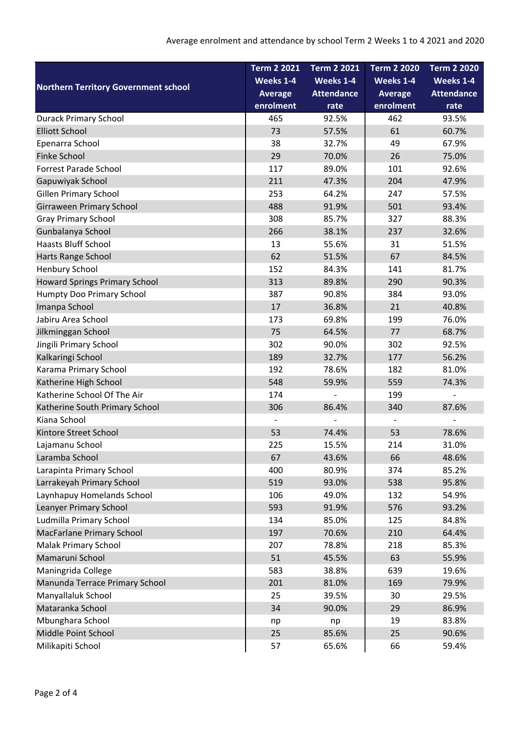Average enrolment and attendance by school Term 2 Weeks 1 to 4 2021 and 2020

| Northern Territory Government school | Term 2 2021 Weeks 1-4 Average enrolment | Term 2 2021 Weeks 1-4 Attendance rate | Term 2 2020 Weeks 1-4 Average enrolment | Term 2 2020 Weeks 1-4 Attendance rate |
|---|---|---|---|---|
| Durack Primary School | 465 | 92.5% | 462 | 93.5% |
| Elliott School | 73 | 57.5% | 61 | 60.7% |
| Epenarra School | 38 | 32.7% | 49 | 67.9% |
| Finke School | 29 | 70.0% | 26 | 75.0% |
| Forrest Parade School | 117 | 89.0% | 101 | 92.6% |
| Gapuwiyak School | 211 | 47.3% | 204 | 47.9% |
| Gillen Primary School | 253 | 64.2% | 247 | 57.5% |
| Girraween Primary School | 488 | 91.9% | 501 | 93.4% |
| Gray Primary School | 308 | 85.7% | 327 | 88.3% |
| Gunbalanya School | 266 | 38.1% | 237 | 32.6% |
| Haasts Bluff School | 13 | 55.6% | 31 | 51.5% |
| Harts Range School | 62 | 51.5% | 67 | 84.5% |
| Henbury School | 152 | 84.3% | 141 | 81.7% |
| Howard Springs Primary School | 313 | 89.8% | 290 | 90.3% |
| Humpty Doo Primary School | 387 | 90.8% | 384 | 93.0% |
| Imanpa School | 17 | 36.8% | 21 | 40.8% |
| Jabiru Area School | 173 | 69.8% | 199 | 76.0% |
| Jilkminggan School | 75 | 64.5% | 77 | 68.7% |
| Jingili Primary School | 302 | 90.0% | 302 | 92.5% |
| Kalkaringi School | 189 | 32.7% | 177 | 56.2% |
| Karama Primary School | 192 | 78.6% | 182 | 81.0% |
| Katherine High School | 548 | 59.9% | 559 | 74.3% |
| Katherine School Of The Air | 174 | - | 199 | - |
| Katherine South Primary School | 306 | 86.4% | 340 | 87.6% |
| Kiana School | - | - | - | - |
| Kintore Street School | 53 | 74.4% | 53 | 78.6% |
| Lajamanu School | 225 | 15.5% | 214 | 31.0% |
| Laramba School | 67 | 43.6% | 66 | 48.6% |
| Larapinta Primary School | 400 | 80.9% | 374 | 85.2% |
| Larrakeyah Primary School | 519 | 93.0% | 538 | 95.8% |
| Laynhapuy Homelands School | 106 | 49.0% | 132 | 54.9% |
| Leanyer Primary School | 593 | 91.9% | 576 | 93.2% |
| Ludmilla Primary School | 134 | 85.0% | 125 | 84.8% |
| MacFarlane Primary School | 197 | 70.6% | 210 | 64.4% |
| Malak Primary School | 207 | 78.8% | 218 | 85.3% |
| Mamaruni School | 51 | 45.5% | 63 | 55.9% |
| Maningrida College | 583 | 38.8% | 639 | 19.6% |
| Manunda Terrace Primary School | 201 | 81.0% | 169 | 79.9% |
| Manyallaluk School | 25 | 39.5% | 30 | 29.5% |
| Mataranka School | 34 | 90.0% | 29 | 86.9% |
| Mbunghara School | np | np | 19 | 83.8% |
| Middle Point School | 25 | 85.6% | 25 | 90.6% |
| Milikapiti School | 57 | 65.6% | 66 | 59.4% |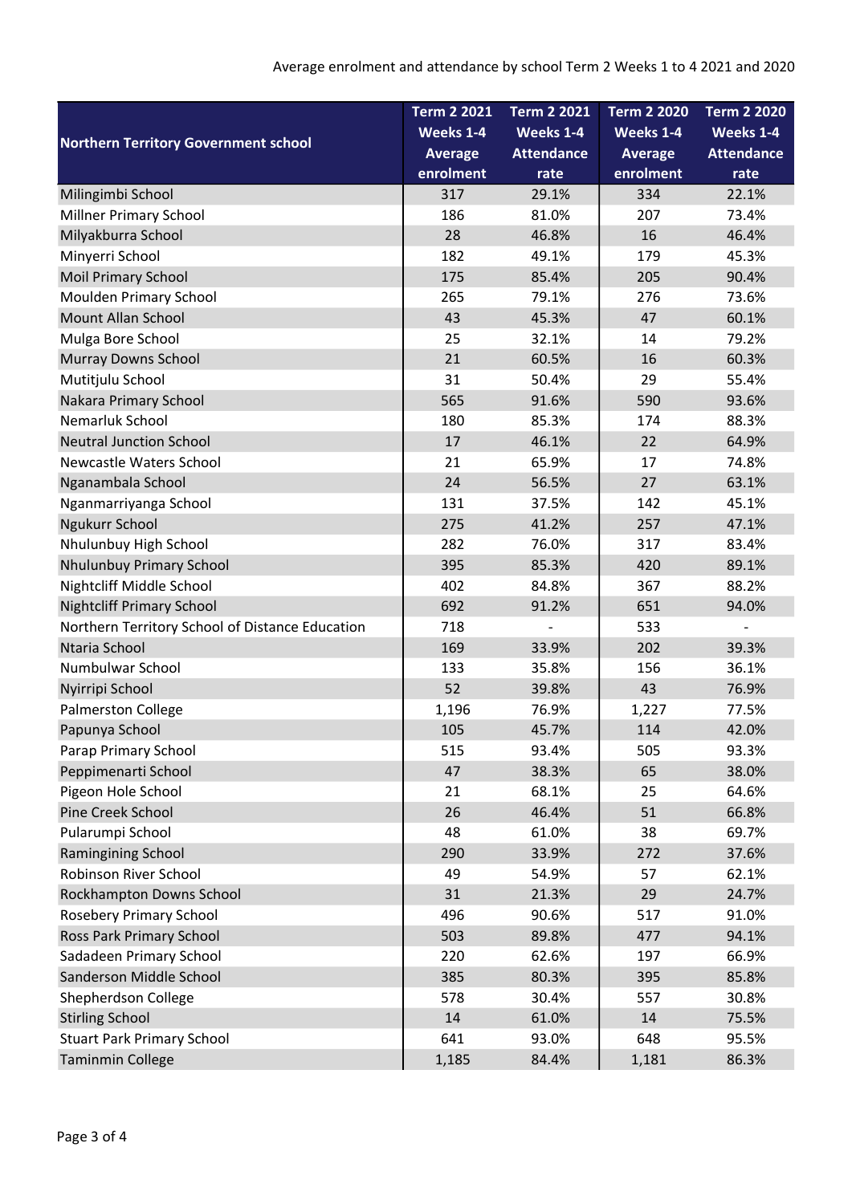Average enrolment and attendance by school Term 2 Weeks 1 to 4 2021 and 2020

| Northern Territory Government school | Term 2 2021 Weeks 1-4 Average enrolment | Term 2 2021 Weeks 1-4 Attendance rate | Term 2 2020 Weeks 1-4 Average enrolment | Term 2 2020 Weeks 1-4 Attendance rate |
|---|---|---|---|---|
| Milingimbi School | 317 | 29.1% | 334 | 22.1% |
| Millner Primary School | 186 | 81.0% | 207 | 73.4% |
| Milyakburra School | 28 | 46.8% | 16 | 46.4% |
| Minyerri School | 182 | 49.1% | 179 | 45.3% |
| Moil Primary School | 175 | 85.4% | 205 | 90.4% |
| Moulden Primary School | 265 | 79.1% | 276 | 73.6% |
| Mount Allan School | 43 | 45.3% | 47 | 60.1% |
| Mulga Bore School | 25 | 32.1% | 14 | 79.2% |
| Murray Downs School | 21 | 60.5% | 16 | 60.3% |
| Mutitjulu School | 31 | 50.4% | 29 | 55.4% |
| Nakara Primary School | 565 | 91.6% | 590 | 93.6% |
| Nemarluk School | 180 | 85.3% | 174 | 88.3% |
| Neutral Junction School | 17 | 46.1% | 22 | 64.9% |
| Newcastle Waters School | 21 | 65.9% | 17 | 74.8% |
| Nganambala School | 24 | 56.5% | 27 | 63.1% |
| Nganmarriyanga School | 131 | 37.5% | 142 | 45.1% |
| Ngukurr School | 275 | 41.2% | 257 | 47.1% |
| Nhulunbuy High School | 282 | 76.0% | 317 | 83.4% |
| Nhulunbuy Primary School | 395 | 85.3% | 420 | 89.1% |
| Nightcliff Middle School | 402 | 84.8% | 367 | 88.2% |
| Nightcliff Primary School | 692 | 91.2% | 651 | 94.0% |
| Northern Territory School of Distance Education | 718 | - | 533 | - |
| Ntaria School | 169 | 33.9% | 202 | 39.3% |
| Numbulwar School | 133 | 35.8% | 156 | 36.1% |
| Nyirripi School | 52 | 39.8% | 43 | 76.9% |
| Palmerston College | 1,196 | 76.9% | 1,227 | 77.5% |
| Papunya School | 105 | 45.7% | 114 | 42.0% |
| Parap Primary School | 515 | 93.4% | 505 | 93.3% |
| Peppimenarti School | 47 | 38.3% | 65 | 38.0% |
| Pigeon Hole School | 21 | 68.1% | 25 | 64.6% |
| Pine Creek School | 26 | 46.4% | 51 | 66.8% |
| Pularumpi School | 48 | 61.0% | 38 | 69.7% |
| Ramingining School | 290 | 33.9% | 272 | 37.6% |
| Robinson River School | 49 | 54.9% | 57 | 62.1% |
| Rockhampton Downs School | 31 | 21.3% | 29 | 24.7% |
| Rosebery Primary School | 496 | 90.6% | 517 | 91.0% |
| Ross Park Primary School | 503 | 89.8% | 477 | 94.1% |
| Sadadeen Primary School | 220 | 62.6% | 197 | 66.9% |
| Sanderson Middle School | 385 | 80.3% | 395 | 85.8% |
| Shepherdson College | 578 | 30.4% | 557 | 30.8% |
| Stirling School | 14 | 61.0% | 14 | 75.5% |
| Stuart Park Primary School | 641 | 93.0% | 648 | 95.5% |
| Taminmin College | 1,185 | 84.4% | 1,181 | 86.3% |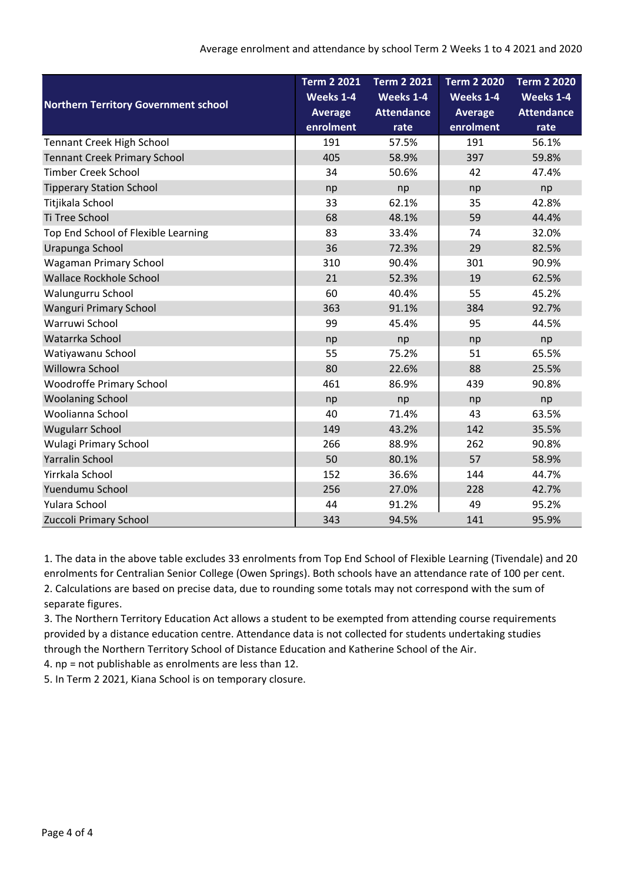Average enrolment and attendance by school Term 2 Weeks 1 to 4 2021 and 2020

| Northern Territory Government school | Term 2 2021 Weeks 1-4 Average enrolment | Term 2 2021 Weeks 1-4 Attendance rate | Term 2 2020 Weeks 1-4 Average enrolment | Term 2 2020 Weeks 1-4 Attendance rate |
|---|---|---|---|---|
| Tennant Creek High School | 191 | 57.5% | 191 | 56.1% |
| Tennant Creek Primary School | 405 | 58.9% | 397 | 59.8% |
| Timber Creek School | 34 | 50.6% | 42 | 47.4% |
| Tipperary Station School | np | np | np | np |
| Titjikala School | 33 | 62.1% | 35 | 42.8% |
| Ti Tree School | 68 | 48.1% | 59 | 44.4% |
| Top End School of Flexible Learning | 83 | 33.4% | 74 | 32.0% |
| Urapunga School | 36 | 72.3% | 29 | 82.5% |
| Wagaman Primary School | 310 | 90.4% | 301 | 90.9% |
| Wallace Rockhole School | 21 | 52.3% | 19 | 62.5% |
| Walungurru School | 60 | 40.4% | 55 | 45.2% |
| Wanguri Primary School | 363 | 91.1% | 384 | 92.7% |
| Warruwi School | 99 | 45.4% | 95 | 44.5% |
| Watarrka School | np | np | np | np |
| Watiyawanu School | 55 | 75.2% | 51 | 65.5% |
| Willowra School | 80 | 22.6% | 88 | 25.5% |
| Woodroffe Primary School | 461 | 86.9% | 439 | 90.8% |
| Woolaning School | np | np | np | np |
| Woolianna School | 40 | 71.4% | 43 | 63.5% |
| Wugularr School | 149 | 43.2% | 142 | 35.5% |
| Wulagi Primary School | 266 | 88.9% | 262 | 90.8% |
| Yarralin School | 50 | 80.1% | 57 | 58.9% |
| Yirrkala School | 152 | 36.6% | 144 | 44.7% |
| Yuendumu School | 256 | 27.0% | 228 | 42.7% |
| Yulara School | 44 | 91.2% | 49 | 95.2% |
| Zuccoli Primary School | 343 | 94.5% | 141 | 95.9% |

1. The data in the above table excludes 33 enrolments from Top End School of Flexible Learning (Tivendale) and 20 enrolments for Centralian Senior College (Owen Springs). Both schools have an attendance rate of 100 per cent.
2. Calculations are based on precise data, due to rounding some totals may not correspond with the sum of separate figures.
3. The Northern Territory Education Act allows a student to be exempted from attending course requirements provided by a distance education centre. Attendance data is not collected for students undertaking studies through the Northern Territory School of Distance Education and Katherine School of the Air.
4. np = not publishable as enrolments are less than 12.
5. In Term 2 2021, Kiana School is on temporary closure.